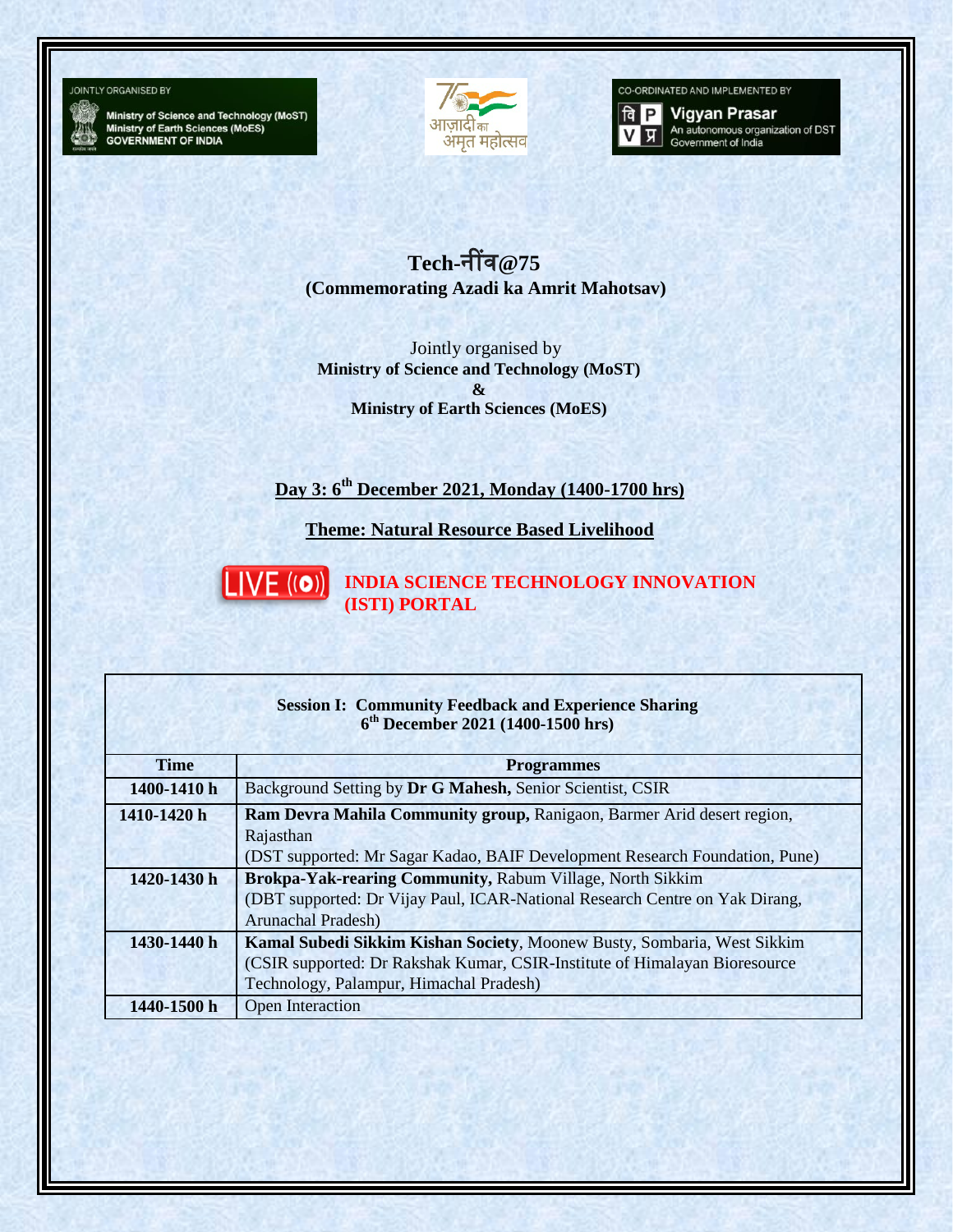JOINTLY ORGANISED BY

Ministry of Science and Technology (MoST)
Ministry of Earth Sciences (MoES)
GOVERNMENT OF INDIA

आज़ादी का अमृत महोत्सव

CO-ORDINATED AND IMPLEMENTED BY

Vigyan Prasar
An autonomous organization of DST
Government of India

# Tech-नींव@75

**(Commemorating Azadi ka Amrit Mahotsav)**

Jointly organised by
**Ministry of Science and Technology (MoST)**
**&**
**Ministry of Earth Sciences (MoES)**

## Day 3: 6th December 2021, Monday (1400-1700 hrs)

## Theme: Natural Resource Based Livelihood

LIVE **INDIA SCIENCE TECHNOLOGY INNOVATION (ISTI) PORTAL**

**Session I: Community Feedback and Experience Sharing**
**6th December 2021 (1400-1500 hrs)**

| Time | Programmes |
|---|---|
| 1400-1410 h | Background Setting by **Dr G Mahesh,** Senior Scientist, CSIR |
| 1410-1420 h | **Ram Devra Mahila Community group,** Ranigaon, Barmer Arid desert region, Rajasthan (DST supported: Mr Sagar Kadao, BAIF Development Research Foundation, Pune) |
| 1420-1430 h | **Brokpa-Yak-rearing Community,** Rabum Village, North Sikkim (DBT supported: Dr Vijay Paul, ICAR-National Research Centre on Yak Dirang, Arunachal Pradesh) |
| 1430-1440 h | **Kamal Subedi Sikkim Kishan Society**, Moonew Busty, Sombaria, West Sikkim (CSIR supported: Dr Rakshak Kumar, CSIR-Institute of Himalayan Bioresource Technology, Palampur, Himachal Pradesh) |
| 1440-1500 h | Open Interaction |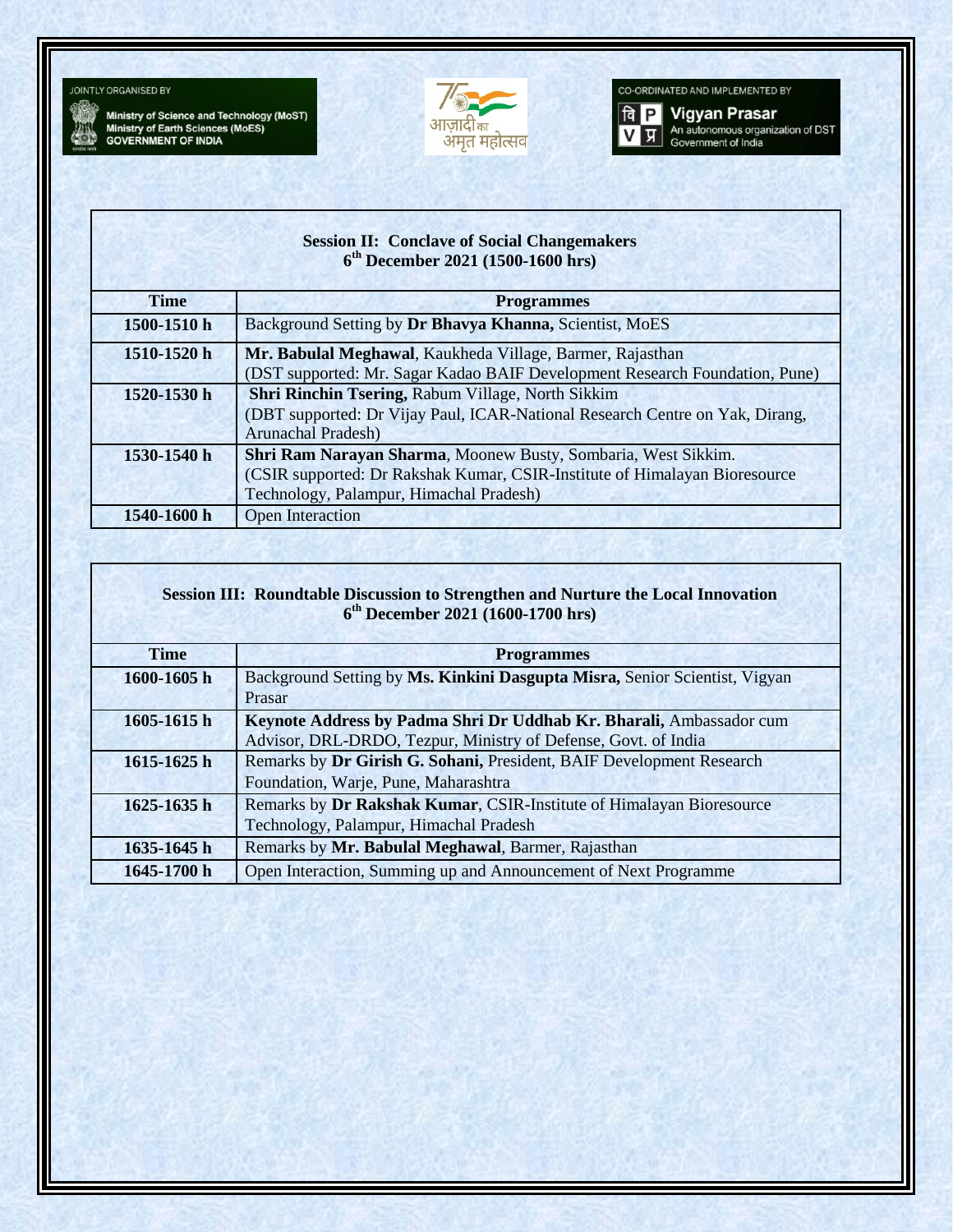JOINTLY ORGANISED BY

Ministry of Science and Technology (MoST)
Ministry of Earth Sciences (MoES)
GOVERNMENT OF INDIA

आज़ादी का अमृत महोत्सव

CO-ORDINATED AND IMPLEMENTED BY

Vigyan Prasar
An autonomous organization of DST
Government of India

**Session II: Conclave of Social Changemakers**
**6th December 2021 (1500-1600 hrs)**

| Time | Programmes |
|---|---|
| **1500-1510 h** | Background Setting by **Dr Bhavya Khanna,** Scientist, MoES |
| **1510-1520 h** | **Mr. Babulal Meghawal**, Kaukheda Village, Barmer, Rajasthan (DST supported: Mr. Sagar Kadao BAIF Development Research Foundation, Pune) |
| **1520-1530 h** | **Shri Rinchin Tsering,** Rabum Village, North Sikkim (DBT supported: Dr Vijay Paul, ICAR-National Research Centre on Yak, Dirang, Arunachal Pradesh) |
| **1530-1540 h** | **Shri Ram Narayan Sharma**, Moonew Busty, Sombaria, West Sikkim. (CSIR supported: Dr Rakshak Kumar, CSIR-Institute of Himalayan Bioresource Technology, Palampur, Himachal Pradesh) |
| **1540-1600 h** | Open Interaction |

**Session III: Roundtable Discussion to Strengthen and Nurture the Local Innovation**
**6th December 2021 (1600-1700 hrs)**

| Time | Programmes |
|---|---|
| **1600-1605 h** | Background Setting by **Ms. Kinkini Dasgupta Misra,** Senior Scientist, Vigyan Prasar |
| **1605-1615 h** | **Keynote Address by Padma Shri Dr Uddhab Kr. Bharali,** Ambassador cum Advisor, DRL-DRDO, Tezpur, Ministry of Defense, Govt. of India |
| **1615-1625 h** | Remarks by **Dr Girish G. Sohani,** President, BAIF Development Research Foundation, Warje, Pune, Maharashtra |
| **1625-1635 h** | Remarks by **Dr Rakshak Kumar**, CSIR-Institute of Himalayan Bioresource Technology, Palampur, Himachal Pradesh |
| **1635-1645 h** | Remarks by **Mr. Babulal Meghawal**, Barmer, Rajasthan |
| **1645-1700 h** | Open Interaction, Summing up and Announcement of Next Programme |